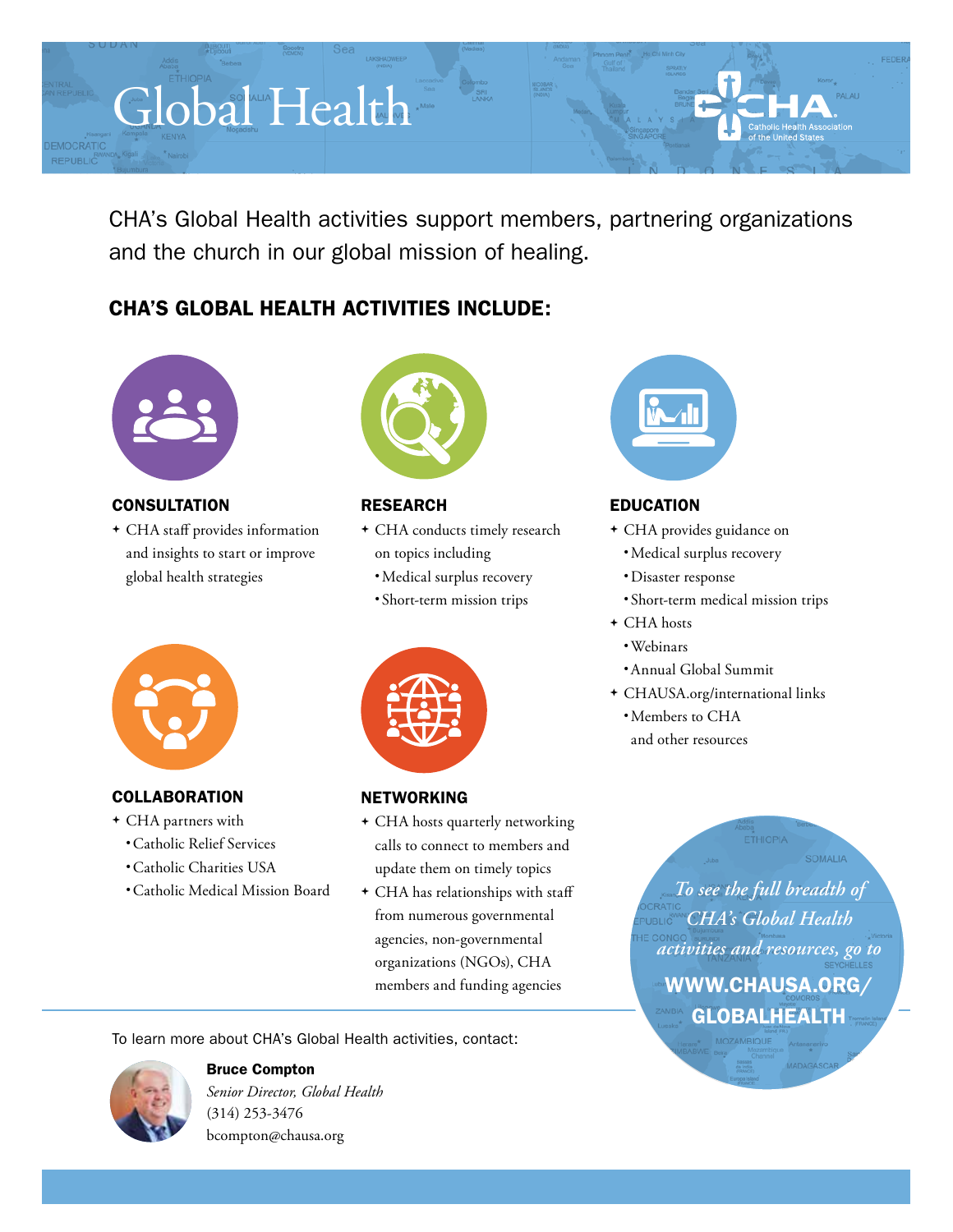# Global Health

CHA Catholic Health Association of the United States

CHA's Global Health activities support members, partnering organizations and the church in our global mission of healing.

## CHA'S GLOBAL HEALTH ACTIVITIES INCLUDE:

### CONSULTATION

- CHA staff provides information and insights to start or improve global health strategies

### RESEARCH

- CHA conducts timely research on topics including
  - Medical surplus recovery
  - Short-term mission trips

### EDUCATION

- CHA provides guidance on
  - Medical surplus recovery
  - Disaster response
  - Short-term medical mission trips
- CHA hosts
  - Webinars
  - Annual Global Summit
- CHAUSA.org/international links
  - Members to CHA and other resources

### COLLABORATION

- CHA partners with
  - Catholic Relief Services
  - Catholic Charities USA
  - Catholic Medical Mission Board

### NETWORKING

- CHA hosts quarterly networking calls to connect to members and update them on timely topics
- CHA has relationships with staff from numerous governmental agencies, non-governmental organizations (NGOs), CHA members and funding agencies

*To see the full breadth of CHA's Global Health activities and resources, go to*

**WWW.CHAUSA.ORG/GLOBALHEALTH**

To learn more about CHA's Global Health activities, contact:

**Bruce Compton**
*Senior Director, Global Health*
(314) 253-3476
bcompton@chausa.org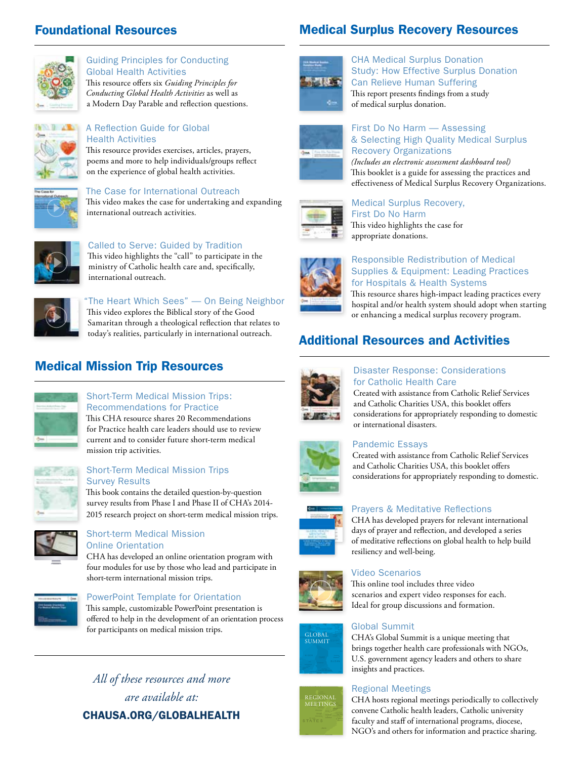## Foundational Resources

### Guiding Principles for Conducting Global Health Activities

This resource offers six *Guiding Principles for Conducting Global Health Activities* as well as a Modern Day Parable and reflection questions.

### A Reflection Guide for Global Health Activities

This resource provides exercises, articles, prayers, poems and more to help individuals/groups reflect on the experience of global health activities.

### The Case for International Outreach

This video makes the case for undertaking and expanding international outreach activities.

### Called to Serve: Guided by Tradition

This video highlights the "call" to participate in the ministry of Catholic health care and, specifically, international outreach.

### "The Heart Which Sees" — On Being Neighbor

This video explores the Biblical story of the Good Samaritan through a theological reflection that relates to today's realities, particularly in international outreach.

## Medical Mission Trip Resources

### Short-Term Medical Mission Trips: Recommendations for Practice

This CHA resource shares 20 Recommendations for Practice health care leaders should use to review current and to consider future short-term medical mission trip activities.

### Short-Term Medical Mission Trips Survey Results

This book contains the detailed question-by-question survey results from Phase I and Phase II of CHA's 2014-2015 research project on short-term medical mission trips.

### Short-term Medical Mission Online Orientation

CHA has developed an online orientation program with four modules for use by those who lead and participate in short-term international mission trips.

### PowerPoint Template for Orientation

This sample, customizable PowerPoint presentation is offered to help in the development of an orientation process for participants on medical mission trips.

*All of these resources and more are available at:*

**CHAUSA.ORG/GLOBALHEALTH**

## Medical Surplus Recovery Resources

### CHA Medical Surplus Donation Study: How Effective Surplus Donation Can Relieve Human Suffering

This report presents findings from a study of medical surplus donation.

### First Do No Harm — Assessing & Selecting High Quality Medical Surplus Recovery Organizations

*(Includes an electronic assessment dashboard tool)*

This booklet is a guide for assessing the practices and effectiveness of Medical Surplus Recovery Organizations.

### Medical Surplus Recovery, First Do No Harm

This video highlights the case for appropriate donations.

### Responsible Redistribution of Medical Supplies & Equipment: Leading Practices for Hospitals & Health Systems

This resource shares high-impact leading practices every hospital and/or health system should adopt when starting or enhancing a medical surplus recovery program.

## Additional Resources and Activities

### Disaster Response: Considerations for Catholic Health Care

Created with assistance from Catholic Relief Services and Catholic Charities USA, this booklet offers considerations for appropriately responding to domestic or international disasters.

### Pandemic Essays

Created with assistance from Catholic Relief Services and Catholic Charities USA, this booklet offers considerations for appropriately responding to domestic.

### Prayers & Meditative Reflections

CHA has developed prayers for relevant international days of prayer and reflection, and developed a series of meditative reflections on global health to help build resiliency and well-being.

### Video Scenarios

This online tool includes three video scenarios and expert video responses for each. Ideal for group discussions and formation.

### Global Summit

CHA's Global Summit is a unique meeting that brings together health care professionals with NGOs, U.S. government agency leaders and others to share insights and practices.

### Regional Meetings

CHA hosts regional meetings periodically to collectively convene Catholic health leaders, Catholic university faculty and staff of international programs, diocese, NGO's and others for information and practice sharing.